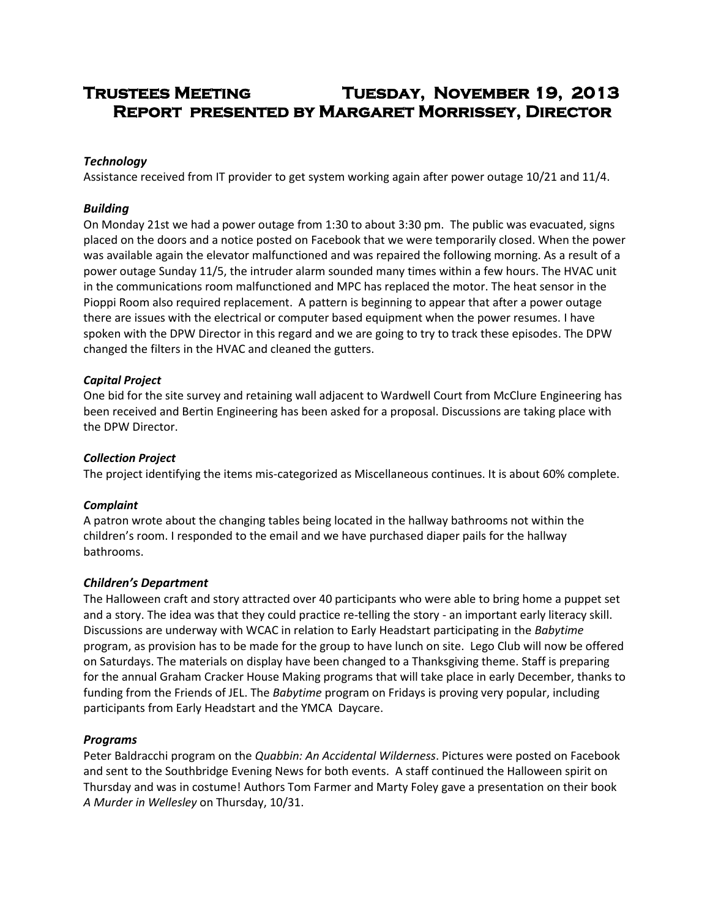# Trustees Meeting Tuesday, November 19, 2013
# Report presented by Margaret Morrissey, Director

### *Technology*

Assistance received from IT provider to get system working again after power outage 10/21 and 11/4.

### *Building*

On Monday 21st we had a power outage from 1:30 to about 3:30 pm. The public was evacuated, signs placed on the doors and a notice posted on Facebook that we were temporarily closed. When the power was available again the elevator malfunctioned and was repaired the following morning. As a result of a power outage Sunday 11/5, the intruder alarm sounded many times within a few hours. The HVAC unit in the communications room malfunctioned and MPC has replaced the motor. The heat sensor in the Pioppi Room also required replacement. A pattern is beginning to appear that after a power outage there are issues with the electrical or computer based equipment when the power resumes. I have spoken with the DPW Director in this regard and we are going to try to track these episodes. The DPW changed the filters in the HVAC and cleaned the gutters.

### *Capital Project*

One bid for the site survey and retaining wall adjacent to Wardwell Court from McClure Engineering has been received and Bertin Engineering has been asked for a proposal. Discussions are taking place with the DPW Director.

### *Collection Project*

The project identifying the items mis-categorized as Miscellaneous continues. It is about 60% complete.

### *Complaint*

A patron wrote about the changing tables being located in the hallway bathrooms not within the children's room. I responded to the email and we have purchased diaper pails for the hallway bathrooms.

### *Children's Department*

The Halloween craft and story attracted over 40 participants who were able to bring home a puppet set and a story. The idea was that they could practice re-telling the story - an important early literacy skill. Discussions are underway with WCAC in relation to Early Headstart participating in the *Babytime* program, as provision has to be made for the group to have lunch on site. Lego Club will now be offered on Saturdays. The materials on display have been changed to a Thanksgiving theme. Staff is preparing for the annual Graham Cracker House Making programs that will take place in early December, thanks to funding from the Friends of JEL. The *Babytime* program on Fridays is proving very popular, including participants from Early Headstart and the YMCA Daycare.

### *Programs*

Peter Baldracchi program on the *Quabbin: An Accidental Wilderness*. Pictures were posted on Facebook and sent to the Southbridge Evening News for both events. A staff continued the Halloween spirit on Thursday and was in costume! Authors Tom Farmer and Marty Foley gave a presentation on their book *A Murder in Wellesley* on Thursday, 10/31.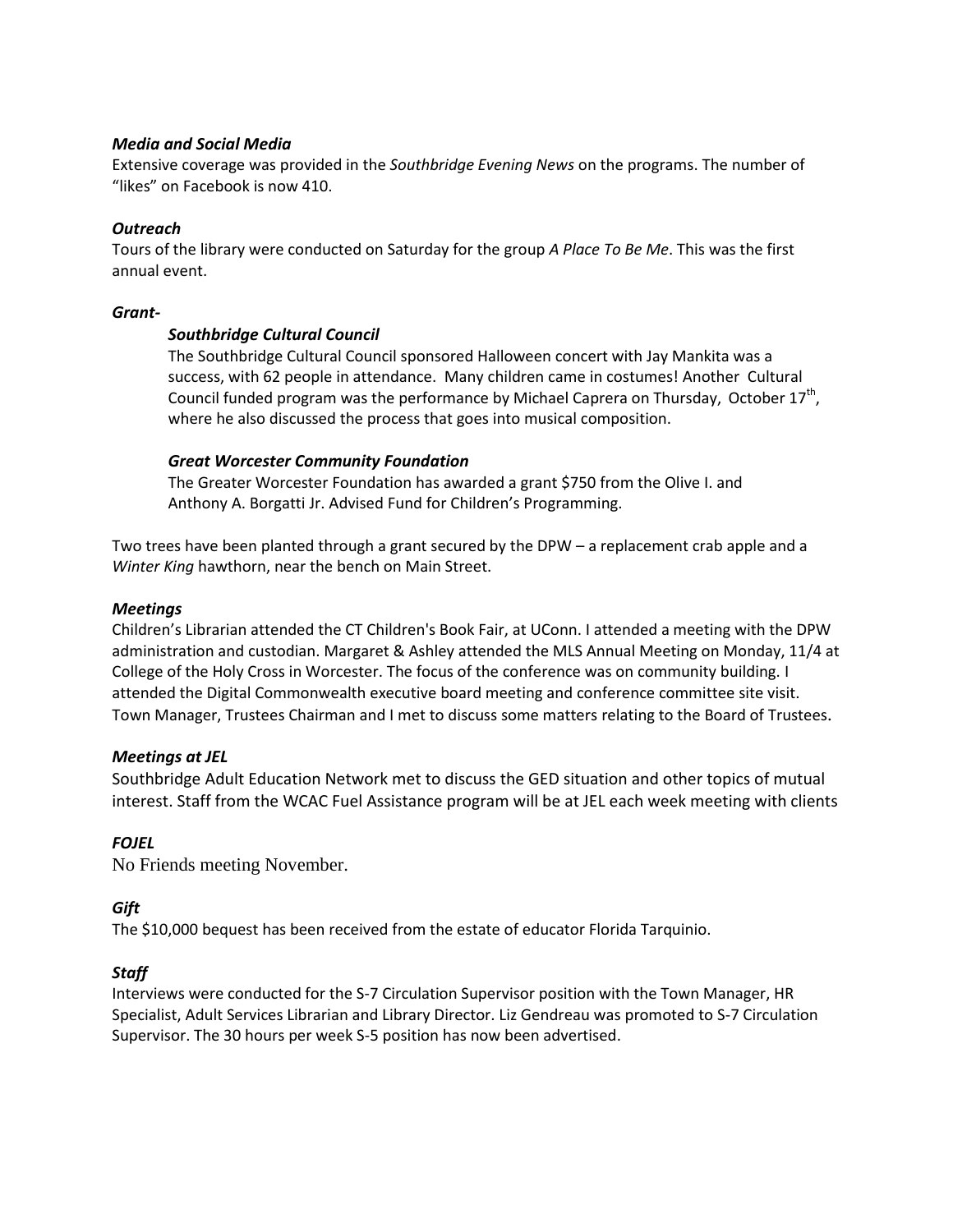### *Media and Social Media*

Extensive coverage was provided in the *Southbridge Evening News* on the programs. The number of "likes" on Facebook is now 410.

### *Outreach*

Tours of the library were conducted on Saturday for the group *A Place To Be Me*. This was the first annual event.

### *Grant-*

#### *Southbridge Cultural Council*

The Southbridge Cultural Council sponsored Halloween concert with Jay Mankita was a success, with 62 people in attendance. Many children came in costumes! Another Cultural Council funded program was the performance by Michael Caprera on Thursday, October 17th, where he also discussed the process that goes into musical composition.

#### *Great Worcester Community Foundation*

The Greater Worcester Foundation has awarded a grant $750 from the Olive I. and Anthony A. Borgatti Jr. Advised Fund for Children's Programming.

Two trees have been planted through a grant secured by the DPW – a replacement crab apple and a *Winter King* hawthorn, near the bench on Main Street.

### *Meetings*

Children's Librarian attended the CT Children's Book Fair, at UConn. I attended a meeting with the DPW administration and custodian. Margaret & Ashley attended the MLS Annual Meeting on Monday, 11/4 at College of the Holy Cross in Worcester. The focus of the conference was on community building. I attended the Digital Commonwealth executive board meeting and conference committee site visit. Town Manager, Trustees Chairman and I met to discuss some matters relating to the Board of Trustees.

### *Meetings at JEL*

Southbridge Adult Education Network met to discuss the GED situation and other topics of mutual interest. Staff from the WCAC Fuel Assistance program will be at JEL each week meeting with clients

### *FOJEL*

No Friends meeting November.

### *Gift*

The $10,000 bequest has been received from the estate of educator Florida Tarquinio.

### *Staff*

Interviews were conducted for the S-7 Circulation Supervisor position with the Town Manager, HR Specialist, Adult Services Librarian and Library Director. Liz Gendreau was promoted to S-7 Circulation Supervisor. The 30 hours per week S-5 position has now been advertised.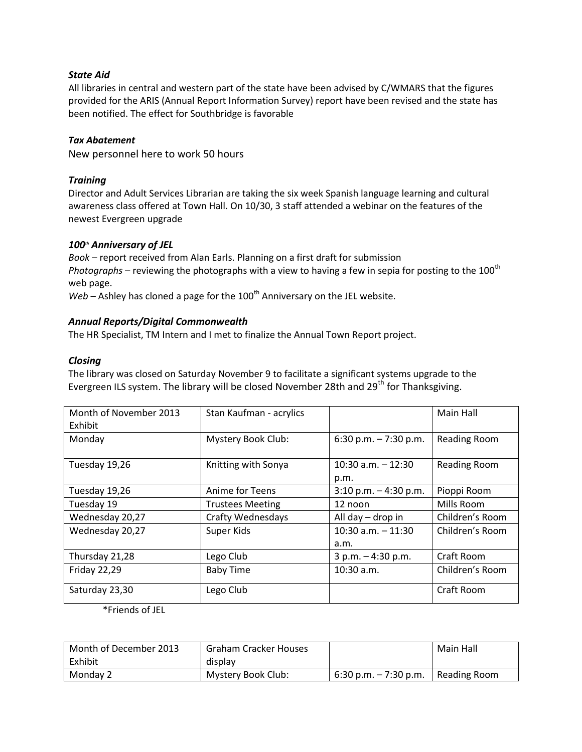### *State Aid*

All libraries in central and western part of the state have been advised by C/WMARS that the figures provided for the ARIS (Annual Report Information Survey) report have been revised and the state has been notified. The effect for Southbridge is favorable

### *Tax Abatement*

New personnel here to work 50 hours

### *Training*

Director and Adult Services Librarian are taking the six week Spanish language learning and cultural awareness class offered at Town Hall. On 10/30, 3 staff attended a webinar on the features of the newest Evergreen upgrade

### *100th Anniversary of JEL*

*Book* – report received from Alan Earls. Planning on a first draft for submission

*Photographs* – reviewing the photographs with a view to having a few in sepia for posting to the 100th web page.

*Web* – Ashley has cloned a page for the 100th Anniversary on the JEL website.

### *Annual Reports/Digital Commonwealth*

The HR Specialist, TM Intern and I met to finalize the Annual Town Report project.

### *Closing*

The library was closed on Saturday November 9 to facilitate a significant systems upgrade to the Evergreen ILS system. The library will be closed November 28th and 29th for Thanksgiving.

| Month of November 2013 Exhibit | Stan Kaufman - acrylics | | Main Hall |
|---|---|---|---|
| Monday | Mystery Book Club: | 6:30 p.m. – 7:30 p.m. | Reading Room |
| Tuesday 19,26 | Knitting with Sonya | 10:30 a.m. – 12:30 p.m. | Reading Room |
| Tuesday 19,26 | Anime for Teens | 3:10 p.m. – 4:30 p.m. | Pioppi Room |
| Tuesday 19 | Trustees Meeting | 12 noon | Mills Room |
| Wednesday 20,27 | Crafty Wednesdays | All day – drop in | Children's Room |
| Wednesday 20,27 | Super Kids | 10:30 a.m. – 11:30 a.m. | Children's Room |
| Thursday 21,28 | Lego Club | 3 p.m. – 4:30 p.m. | Craft Room |
| Friday 22,29 | Baby Time | 10:30 a.m. | Children's Room |
| Saturday 23,30 | Lego Club | | Craft Room |

*Friends of JEL

| Month of December 2013 Exhibit | Graham Cracker Houses display | | Main Hall |
|---|---|---|---|
| Monday 2 | Mystery Book Club: | 6:30 p.m. – 7:30 p.m. | Reading Room |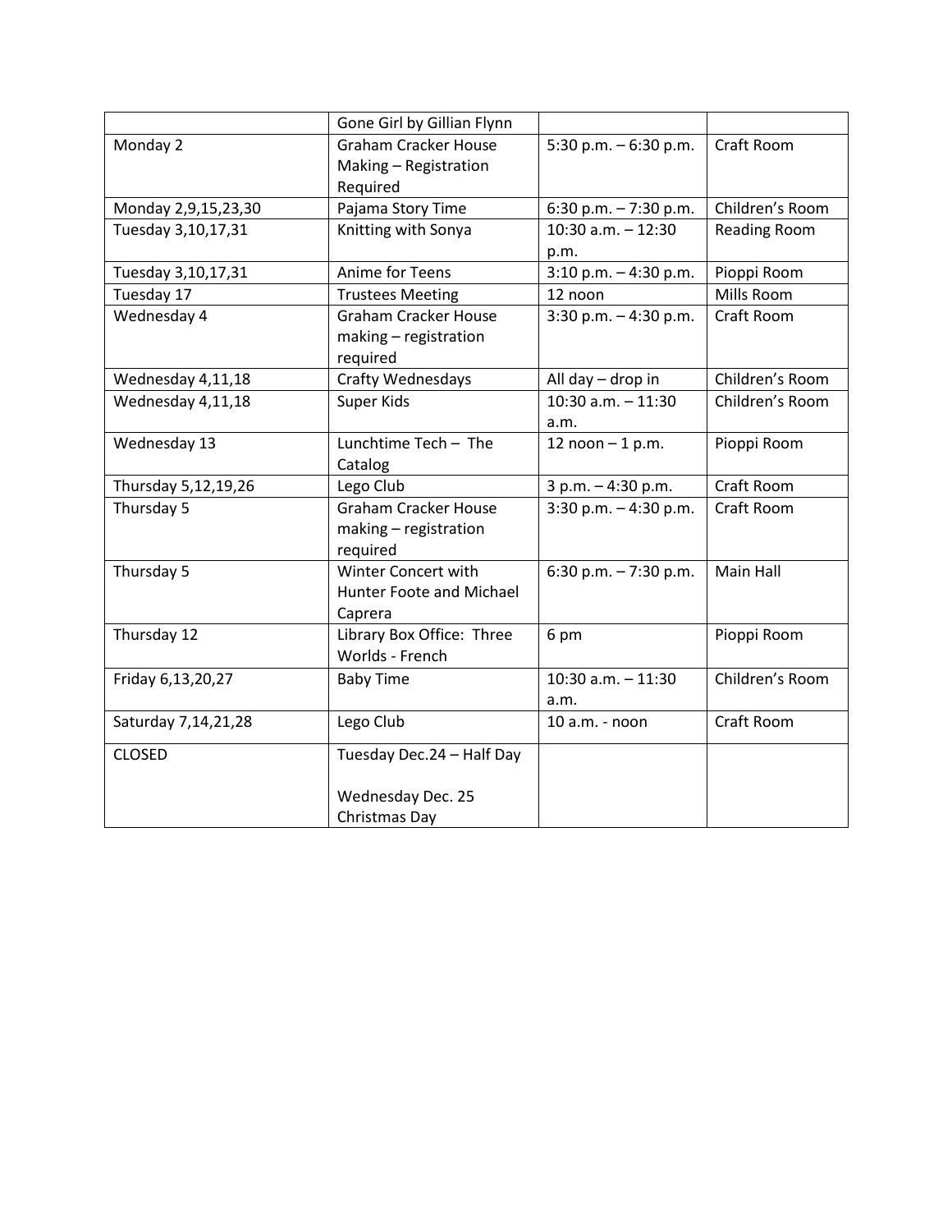| | | | |
|---|---|---|---|
| | Gone Girl by Gillian Flynn | | |
| Monday 2 | Graham Cracker House Making – Registration Required | 5:30 p.m. – 6:30 p.m. | Craft Room |
| Monday 2,9,15,23,30 | Pajama Story Time | 6:30 p.m. – 7:30 p.m. | Children's Room |
| Tuesday 3,10,17,31 | Knitting with Sonya | 10:30 a.m. – 12:30 p.m. | Reading Room |
| Tuesday 3,10,17,31 | Anime for Teens | 3:10 p.m. – 4:30 p.m. | Pioppi Room |
| Tuesday 17 | Trustees Meeting | 12 noon | Mills Room |
| Wednesday 4 | Graham Cracker House making – registration required | 3:30 p.m. – 4:30 p.m. | Craft Room |
| Wednesday 4,11,18 | Crafty Wednesdays | All day – drop in | Children's Room |
| Wednesday 4,11,18 | Super Kids | 10:30 a.m. – 11:30 a.m. | Children's Room |
| Wednesday 13 | Lunchtime Tech – The Catalog | 12 noon – 1 p.m. | Pioppi Room |
| Thursday 5,12,19,26 | Lego Club | 3 p.m. – 4:30 p.m. | Craft Room |
| Thursday 5 | Graham Cracker House making – registration required | 3:30 p.m. – 4:30 p.m. | Craft Room |
| Thursday 5 | Winter Concert with Hunter Foote and Michael Caprera | 6:30 p.m. – 7:30 p.m. | Main Hall |
| Thursday 12 | Library Box Office: Three Worlds - French | 6 pm | Pioppi Room |
| Friday 6,13,20,27 | Baby Time | 10:30 a.m. – 11:30 a.m. | Children's Room |
| Saturday 7,14,21,28 | Lego Club | 10 a.m. - noon | Craft Room |
| CLOSED | Tuesday Dec.24 – Half Day<br><br>Wednesday Dec. 25 Christmas Day | | |